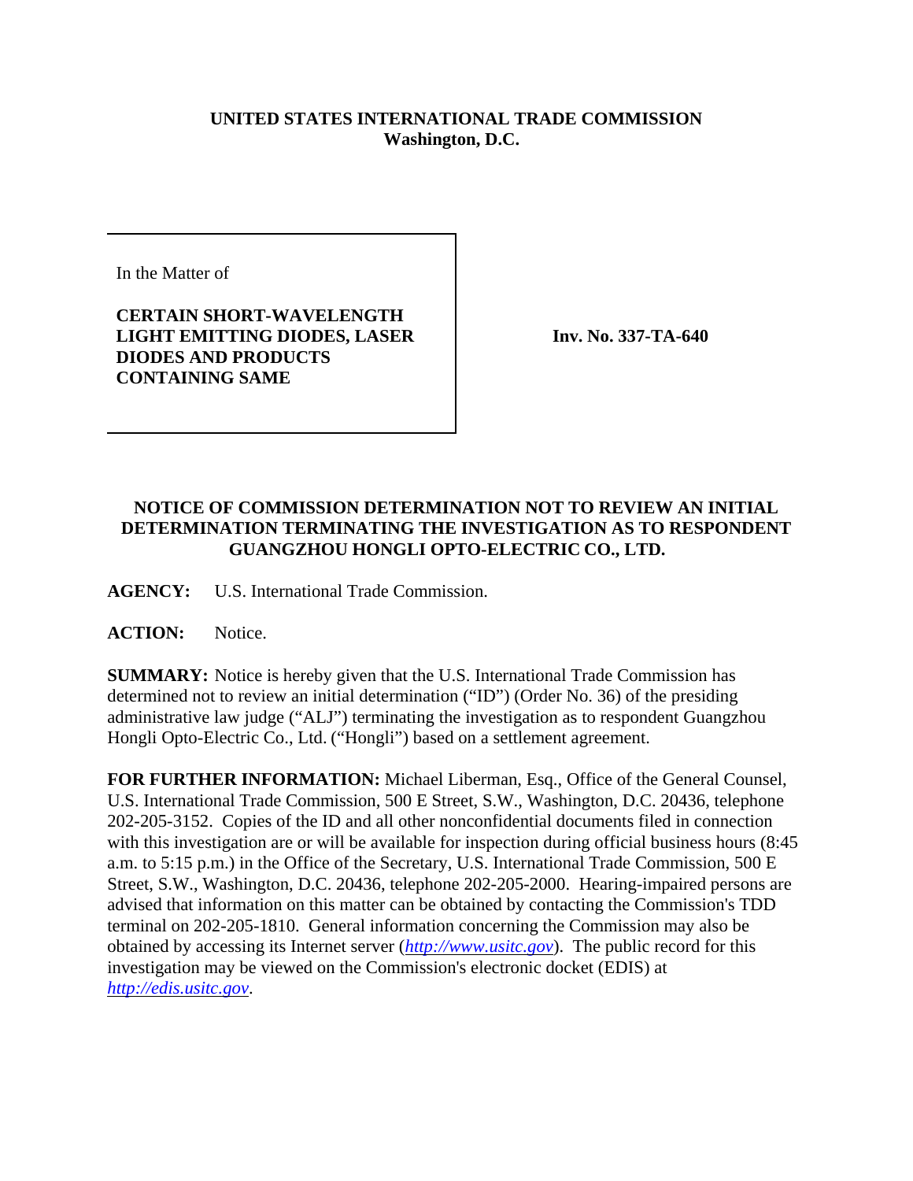**UNITED STATES INTERNATIONAL TRADE COMMISSION**
**Washington, D.C.**

In the Matter of

**CERTAIN SHORT-WAVELENGTH LIGHT EMITTING DIODES, LASER DIODES AND PRODUCTS CONTAINING SAME**

**Inv. No. 337-TA-640**

## NOTICE OF COMMISSION DETERMINATION NOT TO REVIEW AN INITIAL DETERMINATION TERMINATING THE INVESTIGATION AS TO RESPONDENT GUANGZHOU HONGLI OPTO-ELECTRIC CO., LTD.

**AGENCY:** U.S. International Trade Commission.

**ACTION:** Notice.

**SUMMARY:** Notice is hereby given that the U.S. International Trade Commission has determined not to review an initial determination ("ID") (Order No. 36) of the presiding administrative law judge ("ALJ") terminating the investigation as to respondent Guangzhou Hongli Opto-Electric Co., Ltd. ("Hongli") based on a settlement agreement.

**FOR FURTHER INFORMATION:** Michael Liberman, Esq., Office of the General Counsel, U.S. International Trade Commission, 500 E Street, S.W., Washington, D.C. 20436, telephone 202-205-3152. Copies of the ID and all other nonconfidential documents filed in connection with this investigation are or will be available for inspection during official business hours (8:45 a.m. to 5:15 p.m.) in the Office of the Secretary, U.S. International Trade Commission, 500 E Street, S.W., Washington, D.C. 20436, telephone 202-205-2000. Hearing-impaired persons are advised that information on this matter can be obtained by contacting the Commission's TDD terminal on 202-205-1810. General information concerning the Commission may also be obtained by accessing its Internet server (*http://www.usitc.gov*). The public record for this investigation may be viewed on the Commission's electronic docket (EDIS) at *http://edis.usitc.gov*.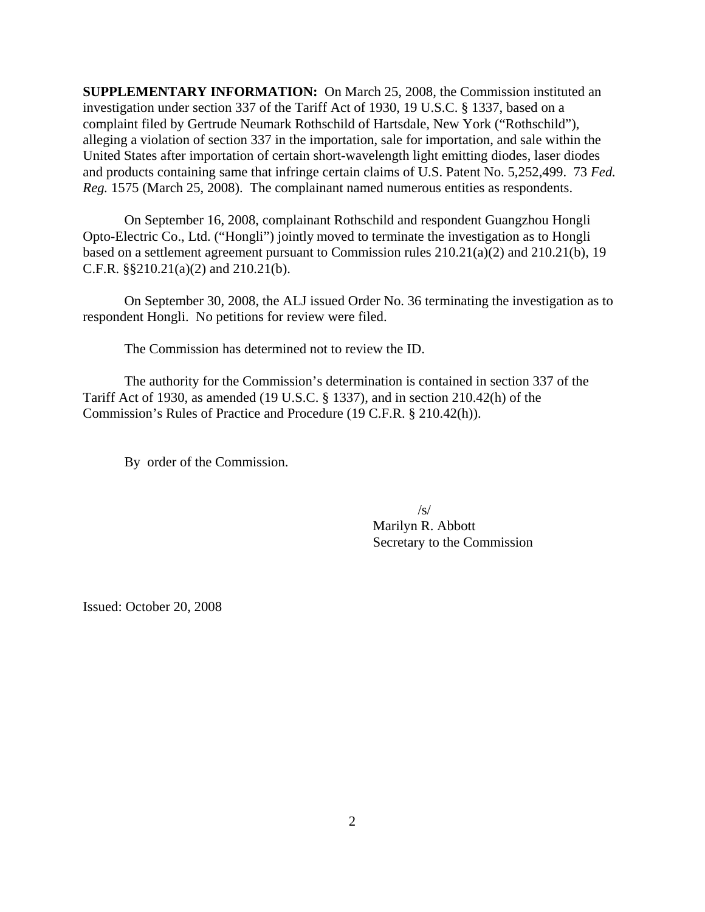**SUPPLEMENTARY INFORMATION:** On March 25, 2008, the Commission instituted an investigation under section 337 of the Tariff Act of 1930, 19 U.S.C. § 1337, based on a complaint filed by Gertrude Neumark Rothschild of Hartsdale, New York ("Rothschild"), alleging a violation of section 337 in the importation, sale for importation, and sale within the United States after importation of certain short-wavelength light emitting diodes, laser diodes and products containing same that infringe certain claims of U.S. Patent No. 5,252,499. 73 *Fed. Reg.* 1575 (March 25, 2008). The complainant named numerous entities as respondents.

On September 16, 2008, complainant Rothschild and respondent Guangzhou Hongli Opto-Electric Co., Ltd. ("Hongli") jointly moved to terminate the investigation as to Hongli based on a settlement agreement pursuant to Commission rules 210.21(a)(2) and 210.21(b), 19 C.F.R. §§210.21(a)(2) and 210.21(b).

On September 30, 2008, the ALJ issued Order No. 36 terminating the investigation as to respondent Hongli. No petitions for review were filed.

The Commission has determined not to review the ID.

The authority for the Commission's determination is contained in section 337 of the Tariff Act of 1930, as amended (19 U.S.C. § 1337), and in section 210.42(h) of the Commission's Rules of Practice and Procedure (19 C.F.R. § 210.42(h)).

By order of the Commission.

/s/
Marilyn R. Abbott
Secretary to the Commission

Issued: October 20, 2008